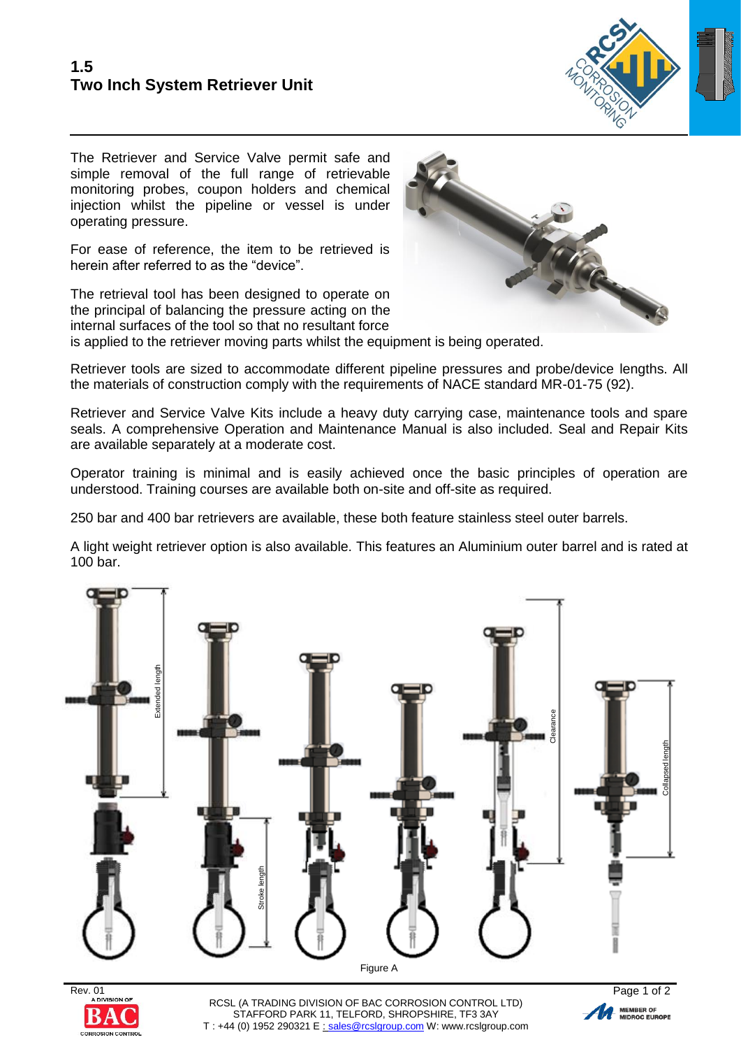## 1.5
## Two Inch System Retriever Unit

The Retriever and Service Valve permit safe and simple removal of the full range of retrievable monitoring probes, coupon holders and chemical injection whilst the pipeline or vessel is under operating pressure.

For ease of reference, the item to be retrieved is herein after referred to as the "device".

The retrieval tool has been designed to operate on the principal of balancing the pressure acting on the internal surfaces of the tool so that no resultant force is applied to the retriever moving parts whilst the equipment is being operated.

Retriever tools are sized to accommodate different pipeline pressures and probe/device lengths. All the materials of construction comply with the requirements of NACE standard MR-01-75 (92).

Retriever and Service Valve Kits include a heavy duty carrying case, maintenance tools and spare seals. A comprehensive Operation and Maintenance Manual is also included. Seal and Repair Kits are available separately at a moderate cost.

Operator training is minimal and is easily achieved once the basic principles of operation are understood. Training courses are available both on-site and off-site as required.

250 bar and 400 bar retrievers are available, these both feature stainless steel outer barrels.

A light weight retriever option is also available. This features an Aluminium outer barrel and is rated at 100 bar.

Figure A

Rev. 01

RCSL (A TRADING DIVISION OF BAC CORROSION CONTROL LTD)
STAFFORD PARK 11, TELFORD, SHROPSHIRE, TF3 3AY
T : +44 (0) 1952 290321 E : sales@rcslgroup.com W: www.rcslgroup.com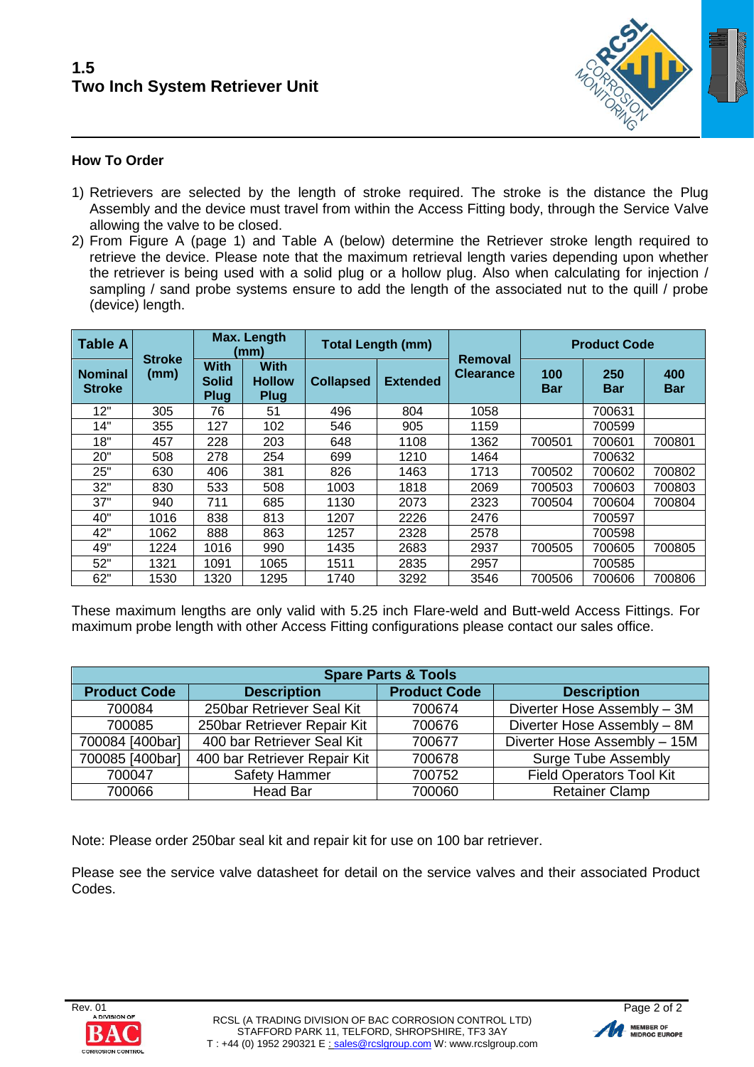# 1.5
# Two Inch System Retriever Unit

### How To Order

1) Retrievers are selected by the length of stroke required. The stroke is the distance the Plug Assembly and the device must travel from within the Access Fitting body, through the Service Valve allowing the valve to be closed.
2) From Figure A (page 1) and Table A (below) determine the Retriever stroke length required to retrieve the device. Please note that the maximum retrieval length varies depending upon whether the retriever is being used with a solid plug or a hollow plug. Also when calculating for injection / sampling / sand probe systems ensure to add the length of the associated nut to the quill / probe (device) length.

| Table A | Stroke (mm) | Max. Length (mm) | | Total Length (mm) | | Removal Clearance | Product Code | | |
|---|---|---|---|---|---|---|---|---|---|
| Nominal Stroke | | With Solid Plug | With Hollow Plug | Collapsed | Extended | | 100 Bar | 250 Bar | 400 Bar |
| 12" | 305 | 76 | 51 | 496 | 804 | 1058 | | 700631 | |
| 14" | 355 | 127 | 102 | 546 | 905 | 1159 | | 700599 | |
| 18" | 457 | 228 | 203 | 648 | 1108 | 1362 | 700501 | 700601 | 700801 |
| 20" | 508 | 278 | 254 | 699 | 1210 | 1464 | | 700632 | |
| 25" | 630 | 406 | 381 | 826 | 1463 | 1713 | 700502 | 700602 | 700802 |
| 32" | 830 | 533 | 508 | 1003 | 1818 | 2069 | 700503 | 700603 | 700803 |
| 37" | 940 | 711 | 685 | 1130 | 2073 | 2323 | 700504 | 700604 | 700804 |
| 40" | 1016 | 838 | 813 | 1207 | 2226 | 2476 | | 700597 | |
| 42" | 1062 | 888 | 863 | 1257 | 2328 | 2578 | | 700598 | |
| 49" | 1224 | 1016 | 990 | 1435 | 2683 | 2937 | 700505 | 700605 | 700805 |
| 52" | 1321 | 1091 | 1065 | 1511 | 2835 | 2957 | | 700585 | |
| 62" | 1530 | 1320 | 1295 | 1740 | 3292 | 3546 | 700506 | 700606 | 700806 |

These maximum lengths are only valid with 5.25 inch Flare-weld and Butt-weld Access Fittings. For maximum probe length with other Access Fitting configurations please contact our sales office.

| Spare Parts & Tools | | | |
|---|---|---|---|
| **Product Code** | **Description** | **Product Code** | **Description** |
| 700084 | 250bar Retriever Seal Kit | 700674 | Diverter Hose Assembly – 3M |
| 700085 | 250bar Retriever Repair Kit | 700676 | Diverter Hose Assembly – 8M |
| 700084 [400bar] | 400 bar Retriever Seal Kit | 700677 | Diverter Hose Assembly – 15M |
| 700085 [400bar] | 400 bar Retriever Repair Kit | 700678 | Surge Tube Assembly |
| 700047 | Safety Hammer | 700752 | Field Operators Tool Kit |
| 700066 | Head Bar | 700060 | Retainer Clamp |

Note: Please order 250bar seal kit and repair kit for use on 100 bar retriever.

Please see the service valve datasheet for detail on the service valves and their associated Product Codes.

Rev. 01

RCSL (A TRADING DIVISION OF BAC CORROSION CONTROL LTD)
STAFFORD PARK 11, TELFORD, SHROPSHIRE, TF3 3AY
T : +44 (0) 1952 290321 E : sales@rcslgroup.com W: www.rcslgroup.com